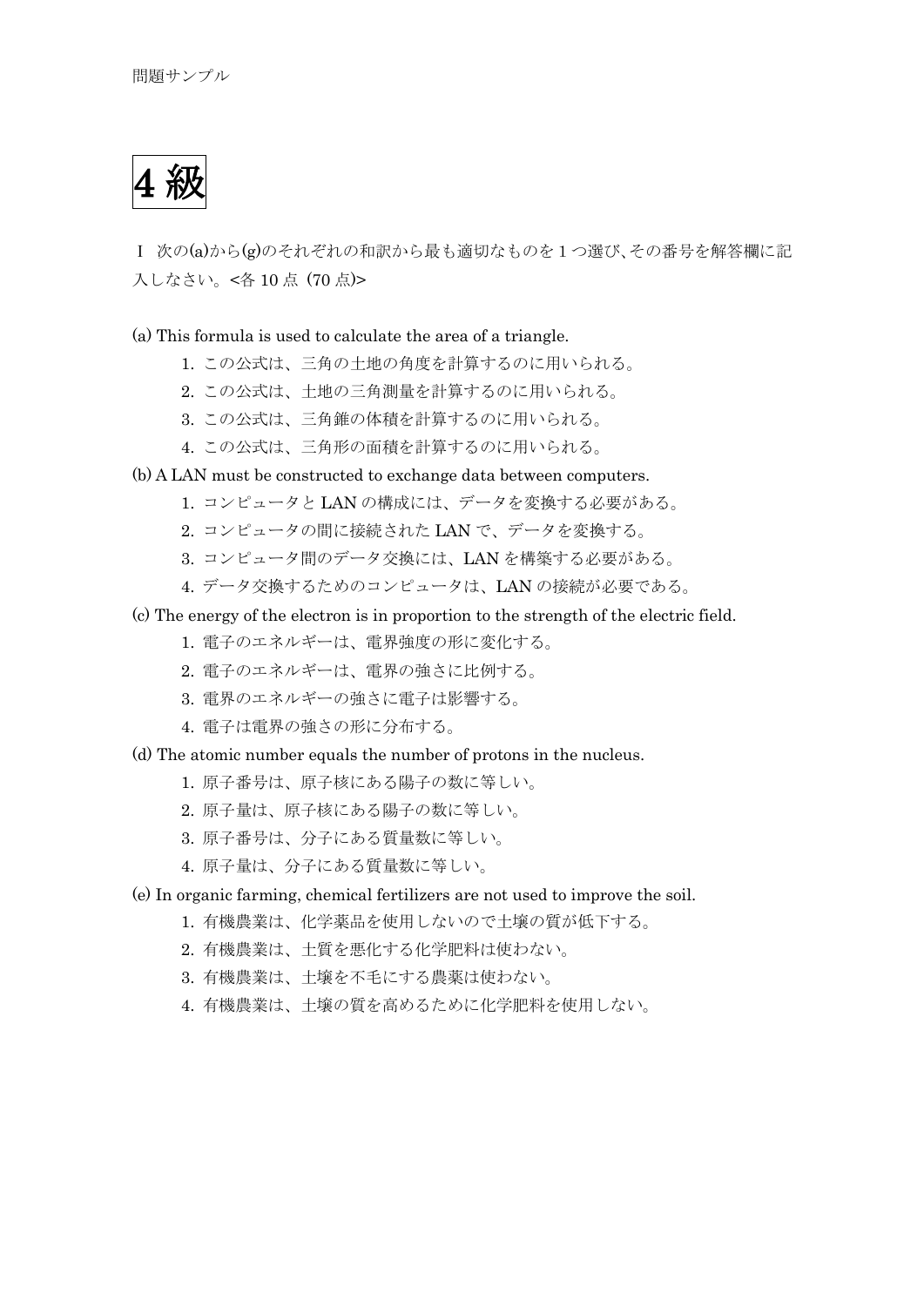問題サンプル

# 4 級

Ⅰ 次の(a)から(g)のそれぞれの和訳から最も適切なものを 1 つ選び､その番号を解答欄に記入しなさい。<各 10 点 (70 点)>

(a) This formula is used to calculate the area of a triangle.

1. この公式は、三角の土地の角度を計算するのに用いられる。
2. この公式は、土地の三角測量を計算するのに用いられる。
3. この公式は、三角錐の体積を計算するのに用いられる。
4. この公式は、三角形の面積を計算するのに用いられる。

(b) A LAN must be constructed to exchange data between computers.

1. コンピュータと LAN の構成には、データを変換する必要がある。
2. コンピュータの間に接続された LAN で、データを変換する。
3. コンピュータ間のデータ交換には、LAN を構築する必要がある。
4. データ交換するためのコンピュータは、LAN の接続が必要である。

(c) The energy of the electron is in proportion to the strength of the electric field.

1. 電子のエネルギーは、電界強度の形に変化する。
2. 電子のエネルギーは、電界の強さに比例する。
3. 電界のエネルギーの強さに電子は影響する。
4. 電子は電界の強さの形に分布する。

(d) The atomic number equals the number of protons in the nucleus.

1. 原子番号は、原子核にある陽子の数に等しい。
2. 原子量は、原子核にある陽子の数に等しい。
3. 原子番号は、分子にある質量数に等しい。
4. 原子量は、分子にある質量数に等しい。

(e) In organic farming, chemical fertilizers are not used to improve the soil.

1. 有機農業は、化学薬品を使用しないので土壌の質が低下する。
2. 有機農業は、土質を悪化する化学肥料は使わない。
3. 有機農業は、土壌を不毛にする農薬は使わない。
4. 有機農業は、土壌の質を高めるために化学肥料を使用しない。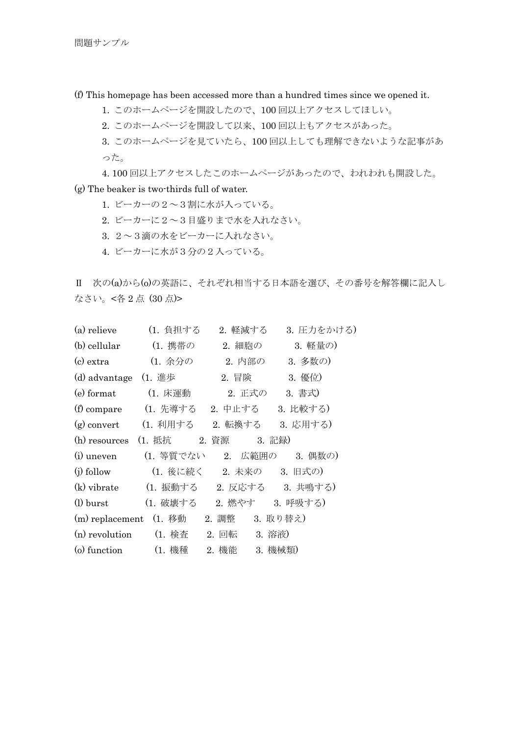(f) This homepage has been accessed more than a hundred times since we opened it.

1. このホームページを開設したので、100 回以上アクセスしてほしい。
2. このホームページを開設して以来、100 回以上もアクセスがあった。
3. このホームページを見ていたら、100 回以上しても理解できないような記事があった。
4. 100 回以上アクセスしたこのホームページがあったので、われわれも開設した。

(g) The beaker is two-thirds full of water.

1. ビーカーの２～３割に水が入っている。
2. ビーカーに２～３目盛りまで水を入れなさい。
3. ２～３滴の水をビーカーに入れなさい。
4. ビーカーに水が３分の２入っている。

Ⅱ　次の(a)から(o)の英語に、それぞれ相当する日本語を選び、その番号を解答欄に記入しなさい。<各 2 点 (30 点)>

(a) relieve　(1. 負担する　2. 軽減する　3. 圧力をかける)
(b) cellular　(1. 携帯の　2. 細胞の　3. 軽量の)
(c) extra　(1. 余分の　2. 内部の　3. 多数の)
(d) advantage　(1. 進歩　2. 冒険　3. 優位)
(e) format　(1. 床運動　2. 正式の　3. 書式)
(f) compare　(1. 先導する　2. 中止する　3. 比較する)
(g) convert　(1. 利用する　2. 転換する　3. 応用する)
(h) resources　(1. 抵抗　2. 資源　3. 記録)
(i) uneven　(1. 等質でない　2. 広範囲の　3. 偶数の)
(j) follow　(1. 後に続く　2. 未来の　3. 旧式の)
(k) vibrate　(1. 振動する　2. 反応する　3. 共鳴する)
(l) burst　(1. 破壊する　2. 燃やす　3. 呼吸する)
(m) replacement　(1. 移動　2. 調整　3. 取り替え)
(n) revolution　(1. 検査　2. 回転　3. 溶液)
(o) function　(1. 機種　2. 機能　3. 機械類)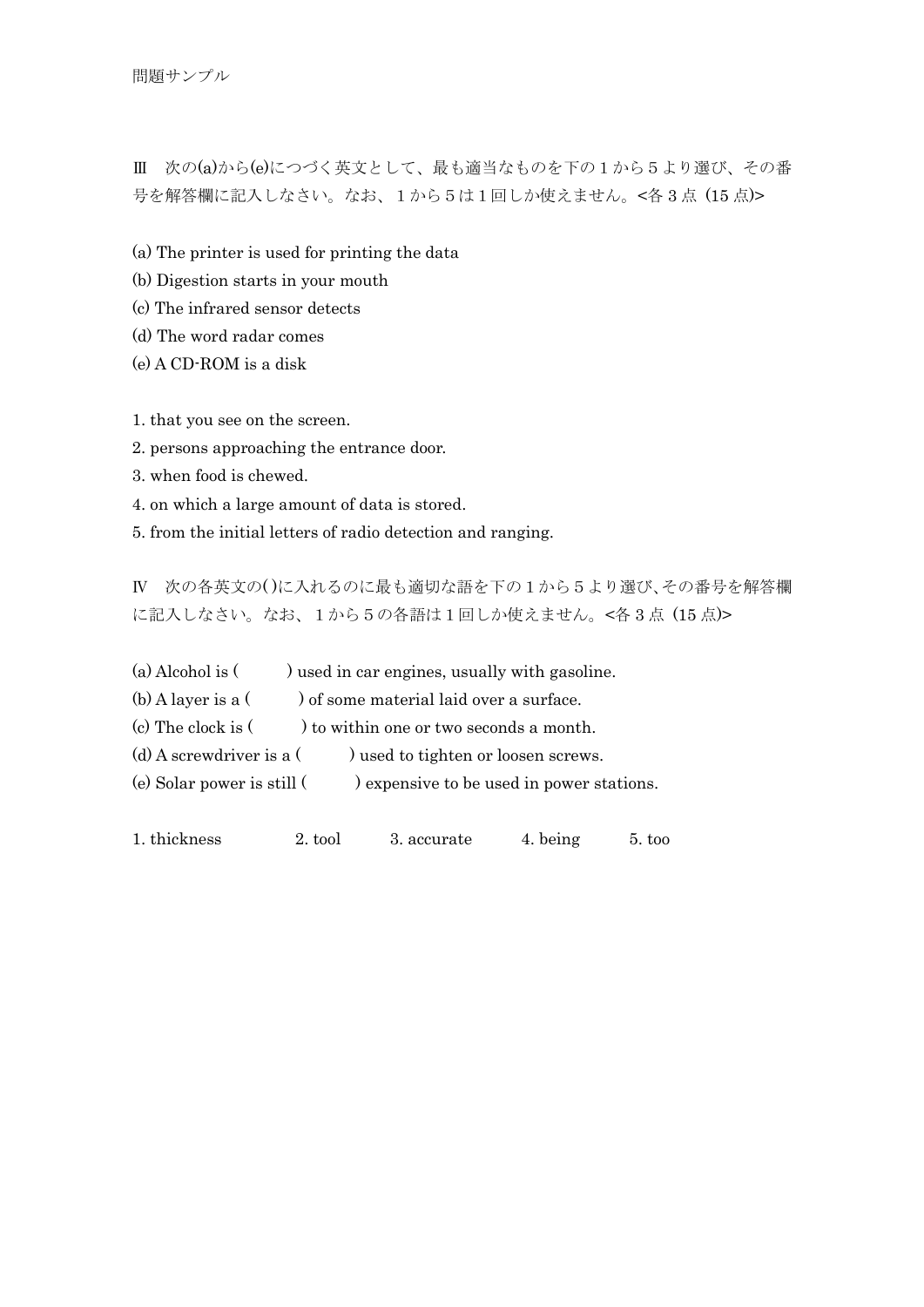問題サンプル

Ⅲ　次の(a)から(e)につづく英文として、最も適当なものを下の１から５より選び、その番号を解答欄に記入しなさい。なお、１から５は１回しか使えません。<各３点（15 点)>

(a) The printer is used for printing the data
(b) Digestion starts in your mouth
(c) The infrared sensor detects
(d) The word radar comes
(e) A CD-ROM is a disk

1. that you see on the screen.
2. persons approaching the entrance door.
3. when food is chewed.
4. on which a large amount of data is stored.
5. from the initial letters of radio detection and ranging.

Ⅳ　次の各英文の( )に入れるのに最も適切な語を下の１から５より選び､その番号を解答欄に記入しなさい。なお、１から５の各語は１回しか使えません。<各３点（15 点)>

(a) Alcohol is (　　　) used in car engines, usually with gasoline.
(b) A layer is a (　　　) of some material laid over a surface.
(c) The clock is (　　　) to within one or two seconds a month.
(d) A screwdriver is a (　　　) used to tighten or loosen screws.
(e) Solar power is still (　　　) expensive to be used in power stations.

1. thickness　　2. tool　　3. accurate　　4. being　　5. too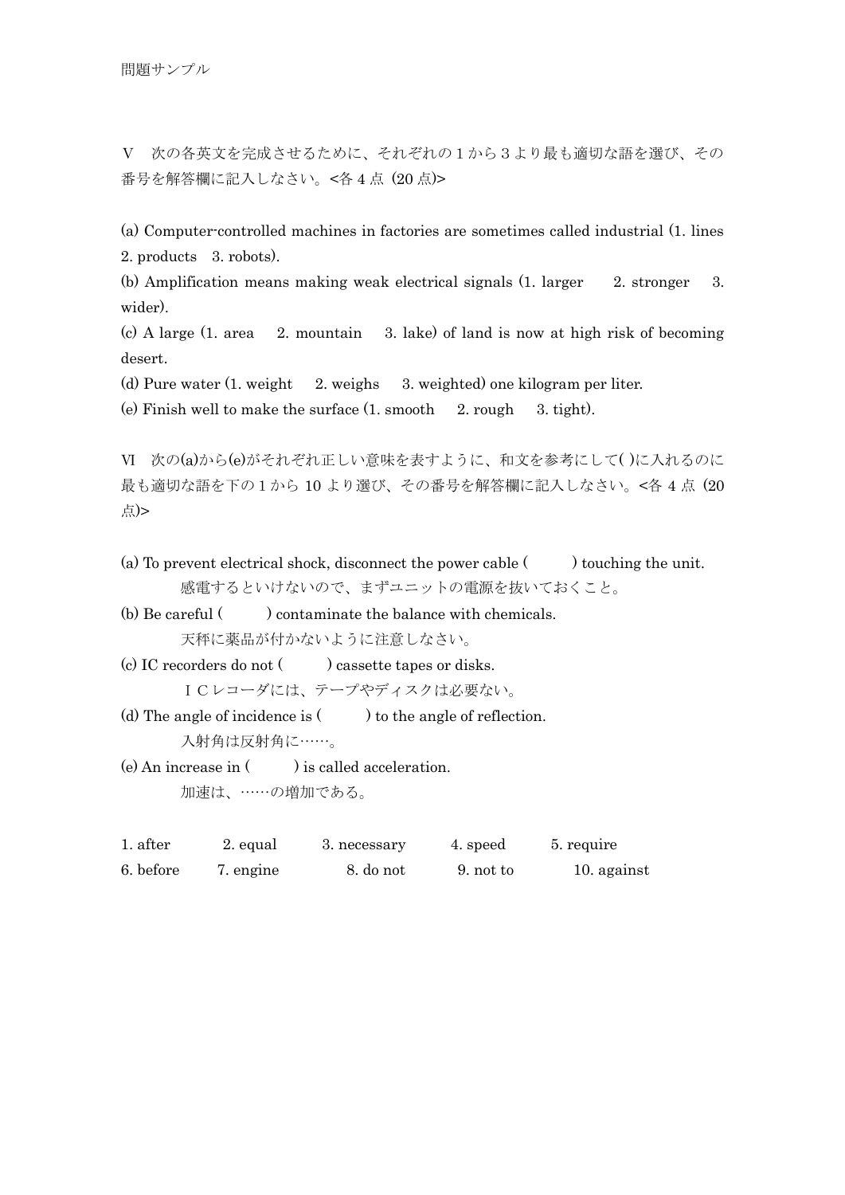問題サンプル

V　次の各英文を完成させるために、それぞれの１から３より最も適切な語を選び、その番号を解答欄に記入しなさい。<各 4 点 (20 点)>

(a) Computer-controlled machines in factories are sometimes called industrial (1. lines　2. products　3. robots).

(b) Amplification means making weak electrical signals (1. larger　2. stronger　3. wider).

(c) A large (1. area　2. mountain　3. lake) of land is now at high risk of becoming desert.

(d) Pure water (1. weight　2. weighs　3. weighted) one kilogram per liter.

(e) Finish well to make the surface (1. smooth　2. rough　3. tight).

VI　次の(a)から(e)がそれぞれ正しい意味を表すように、和文を参考にして( )に入れるのに最も適切な語を下の１から 10 より選び、その番号を解答欄に記入しなさい。<各 4 点 (20 点)>

(a) To prevent electrical shock, disconnect the power cable (　　) touching the unit.
　　感電するといけないので、まずユニットの電源を抜いておくこと。

(b) Be careful (　　) contaminate the balance with chemicals.
　　天秤に薬品が付かないように注意しなさい。

(c) IC recorders do not (　　) cassette tapes or disks.
　　ＩＣレコーダには、テープやディスクは必要ない。

(d) The angle of incidence is (　　) to the angle of reflection.
　　入射角は反射角に……。

(e) An increase in (　　) is called acceleration.
　　加速は、……の増加である。

1. after　2. equal　3. necessary　4. speed　5. require
6. before　7. engine　8. do not　9. not to　10. against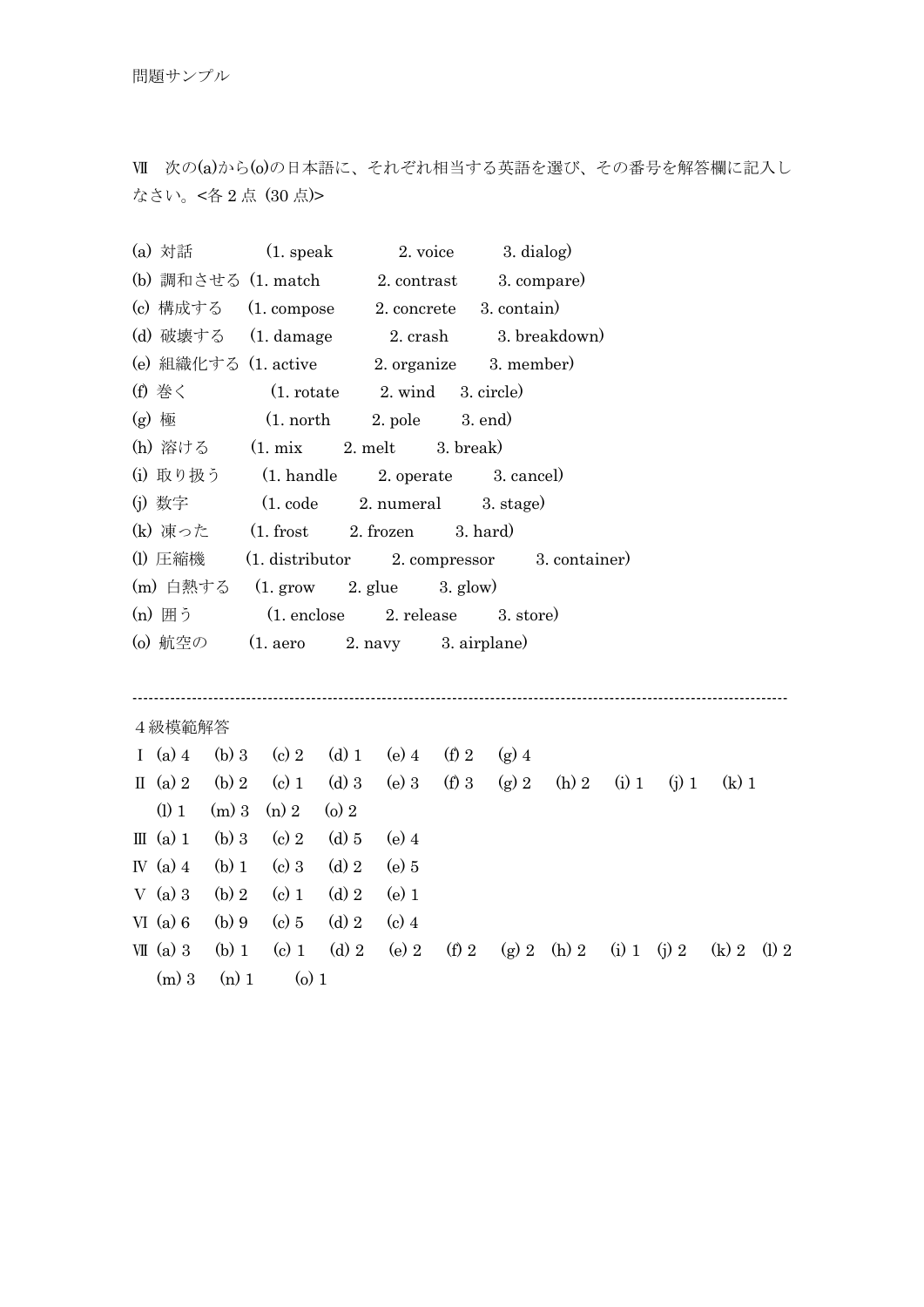問題サンプル

Ⅶ　次の(a)から(o)の日本語に、それぞれ相当する英語を選び、その番号を解答欄に記入しなさい。<各 2 点 (30 点)>

(a) 対話　(1. speak　2. voice　3. dialog)
(b) 調和させる (1. match　2. contrast　3. compare)
(c) 構成する　(1. compose　2. concrete　3. contain)
(d) 破壊する　(1. damage　2. crash　3. breakdown)
(e) 組織化する (1. active　2. organize　3. member)
(f) 巻く　(1. rotate　2. wind　3. circle)
(g) 極　(1. north　2. pole　3. end)
(h) 溶ける　(1. mix　2. melt　3. break)
(i) 取り扱う　(1. handle　2. operate　3. cancel)
(j) 数字　(1. code　2. numeral　3. stage)
(k) 凍った　(1. frost　2. frozen　3. hard)
(l) 圧縮機　(1. distributor　2. compressor　3. container)
(m) 白熱する　(1. grow　2. glue　3. glow)
(n) 囲う　(1. enclose　2. release　3. store)
(o) 航空の　(1. aero　2. navy　3. airplane)

---

４級模範解答

Ⅰ (a) 4　(b) 3　(c) 2　(d) 1　(e) 4　(f) 2　(g) 4
Ⅱ (a) 2　(b) 2　(c) 1　(d) 3　(e) 3　(f) 3　(g) 2　(h) 2　(i) 1　(j) 1　(k) 1　(l) 1　(m) 3　(n) 2　(o) 2
Ⅲ (a) 1　(b) 3　(c) 2　(d) 5　(e) 4
Ⅳ (a) 4　(b) 1　(c) 3　(d) 2　(e) 5
Ⅴ (a) 3　(b) 2　(c) 1　(d) 2　(e) 1
Ⅵ (a) 6　(b) 9　(c) 5　(d) 2　(c) 4
Ⅶ (a) 3　(b) 1　(c) 1　(d) 2　(e) 2　(f) 2　(g) 2　(h) 2　(i) 1　(j) 2　(k) 2　(l) 2　(m) 3　(n) 1　(o) 1